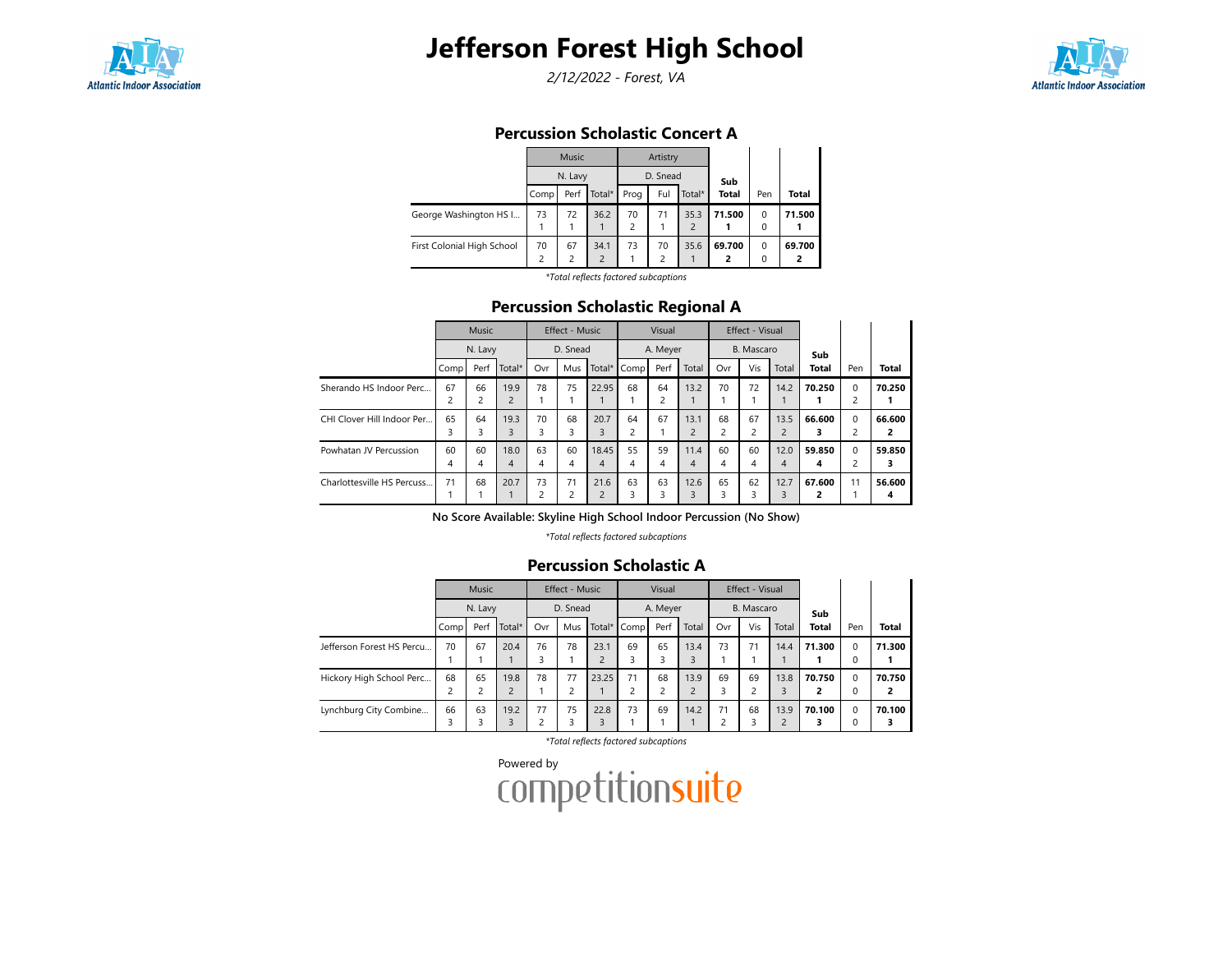# Jefferson Forest High School

*2/12/2022 - Forest, VA*

## Percussion Scholastic Concert A

| | Music | | | Artistry | | | | | |
|---|---|---|---|---|---|---|---|---|---|
| | N. Lavy | | | D. Snead | | | | | |
| | Comp | Perf | Total* | Prog | Ful | Total* | Sub Total | Pen | Total |
| George Washington HS I... | 73<br>1 | 72<br>1 | 36.2<br>1 | 70<br>2 | 71<br>1 | 35.3<br>2 | **71.500**<br>**1** | 0<br>0 | **71.500**<br>**1** |
| First Colonial High School | 70<br>2 | 67<br>2 | 34.1<br>2 | 73<br>1 | 70<br>2 | 35.6<br>1 | **69.700**<br>**2** | 0<br>0 | **69.700**<br>**2** |

*\*Total reflects factored subcaptions*

## Percussion Scholastic Regional A

| | Music | | | Effect - Music | | | Visual | | | Effect - Visual | | | | | |
|---|---|---|---|---|---|---|---|---|---|---|---|---|---|---|---|
| | N. Lavy | | | D. Snead | | | A. Meyer | | | B. Mascaro | | | | | |
| | Comp | Perf | Total* | Ovr | Mus | Total* | Comp | Perf | Total | Ovr | Vis | Total | Sub Total | Pen | Total |
| Sherando HS Indoor Perc... | 67<br>2 | 66<br>2 | 19.9<br>2 | 78<br>1 | 75<br>1 | 22.95<br>1 | 68<br>1 | 64<br>2 | 13.2<br>1 | 70<br>1 | 72<br>1 | 14.2<br>1 | **70.250**<br>**1** | 0<br>2 | **70.250**<br>**1** |
| CHI Clover Hill Indoor Per... | 65<br>3 | 64<br>3 | 19.3<br>3 | 70<br>3 | 68<br>3 | 20.7<br>3 | 64<br>2 | 67<br>1 | 13.1<br>2 | 68<br>2 | 67<br>2 | 13.5<br>2 | **66.600**<br>**3** | 0<br>2 | **66.600**<br>**2** |
| Powhatan JV Percussion | 60<br>4 | 60<br>4 | 18.0<br>4 | 63<br>4 | 60<br>4 | 18.45<br>4 | 55<br>4 | 59<br>4 | 11.4<br>4 | 60<br>4 | 60<br>4 | 12.0<br>4 | **59.850**<br>**4** | 0<br>2 | **59.850**<br>**3** |
| Charlottesville HS Percuss... | 71<br>1 | 68<br>1 | 20.7<br>1 | 73<br>2 | 71<br>2 | 21.6<br>2 | 63<br>3 | 63<br>3 | 12.6<br>3 | 65<br>3 | 62<br>3 | 12.7<br>3 | **67.600**<br>**2** | 11<br>1 | **56.600**<br>**4** |

**No Score Available: Skyline High School Indoor Percussion (No Show)**

*\*Total reflects factored subcaptions*

## Percussion Scholastic A

| | Music | | | Effect - Music | | | Visual | | | Effect - Visual | | | | | |
|---|---|---|---|---|---|---|---|---|---|---|---|---|---|---|---|
| | N. Lavy | | | D. Snead | | | A. Meyer | | | B. Mascaro | | | | | |
| | Comp | Perf | Total* | Ovr | Mus | Total* | Comp | Perf | Total | Ovr | Vis | Total | Sub Total | Pen | Total |
| Jefferson Forest HS Percu... | 70<br>1 | 67<br>1 | 20.4<br>1 | 76<br>3 | 78<br>1 | 23.1<br>2 | 69<br>3 | 65<br>3 | 13.4<br>3 | 73<br>1 | 71<br>1 | 14.4<br>1 | **71.300**<br>**1** | 0<br>0 | **71.300**<br>**1** |
| Hickory High School Perc... | 68<br>2 | 65<br>2 | 19.8<br>2 | 78<br>1 | 77<br>2 | 23.25<br>1 | 71<br>2 | 68<br>2 | 13.9<br>2 | 69<br>3 | 69<br>2 | 13.8<br>3 | **70.750**<br>**2** | 0<br>0 | **70.750**<br>**2** |
| Lynchburg City Combine... | 66<br>3 | 63<br>3 | 19.2<br>3 | 77<br>2 | 75<br>3 | 22.8<br>3 | 73<br>1 | 69<br>1 | 14.2<br>1 | 71<br>2 | 68<br>3 | 13.9<br>2 | **70.100**<br>**3** | 0<br>0 | **70.100**<br>**3** |

*\*Total reflects factored subcaptions*

Powered by competitionsuite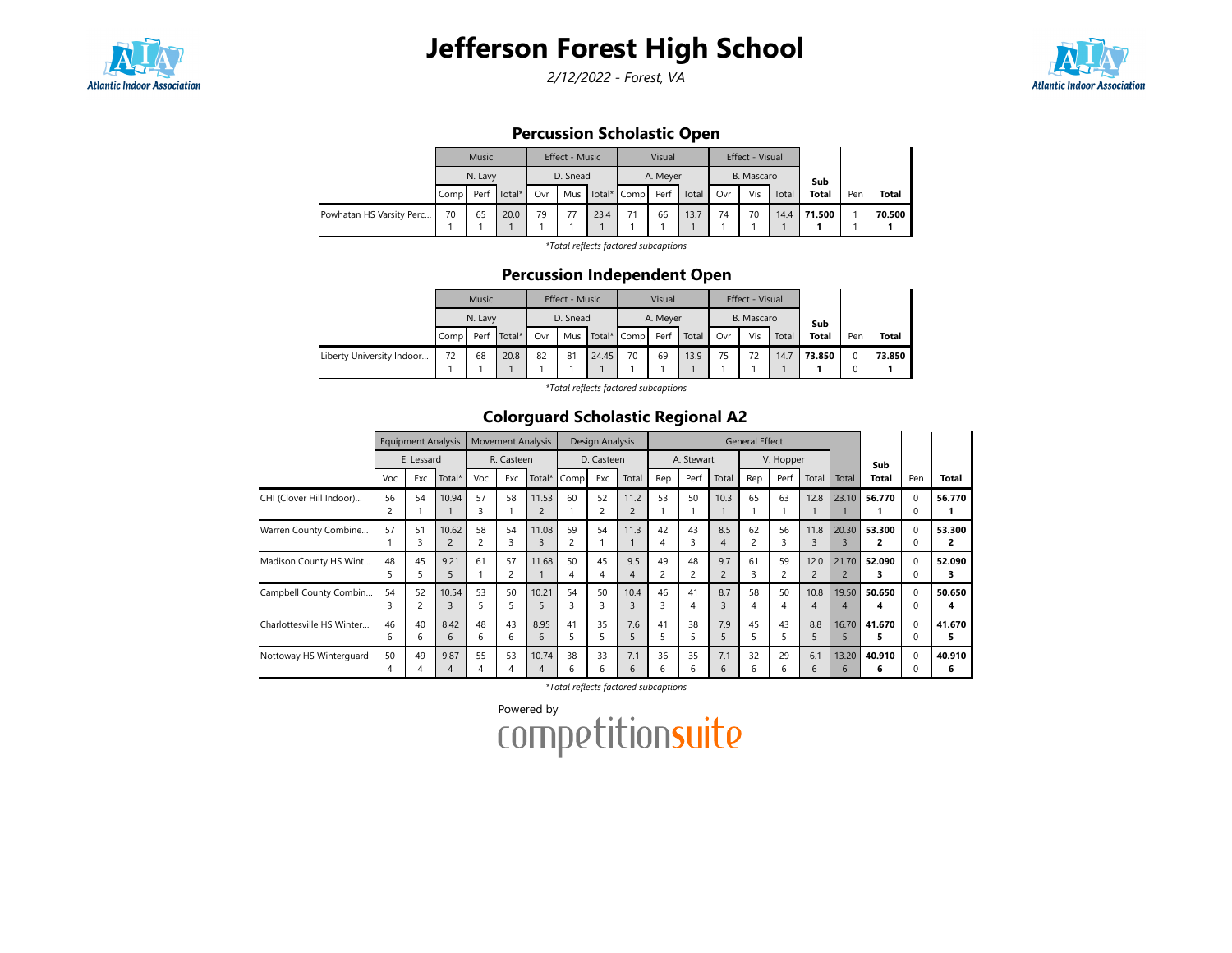# Jefferson Forest High School

*2/12/2022 - Forest, VA*

## Percussion Scholastic Open

| | Music | | | Effect - Music | | | Visual | | | Effect - Visual | | | Sub Total | Pen | Total |
|---|---|---|---|---|---|---|---|---|---|---|---|---|---|---|---|
| | N. Lavy | | | D. Snead | | | A. Meyer | | | B. Mascaro | | | | | |
| | Comp | Perf | Total* | Ovr | Mus | Total* | Comp | Perf | Total | Ovr | Vis | Total | | | |
| Powhatan HS Varsity Perc... | 70<br>1 | 65<br>1 | 20.0<br>1 | 79<br>1 | 77<br>1 | 23.4<br>1 | 71<br>1 | 66<br>1 | 13.7<br>1 | 74<br>1 | 70<br>1 | 14.4<br>1 | **71.500**<br>**1** | 1<br>1 | **70.500**<br>**1** |

*\*Total reflects factored subcaptions*

## Percussion Independent Open

| | Music | | | Effect - Music | | | Visual | | | Effect - Visual | | | Sub Total | Pen | Total |
|---|---|---|---|---|---|---|---|---|---|---|---|---|---|---|---|
| | N. Lavy | | | D. Snead | | | A. Meyer | | | B. Mascaro | | | | | |
| | Comp | Perf | Total* | Ovr | Mus | Total* | Comp | Perf | Total | Ovr | Vis | Total | | | |
| Liberty University Indoor... | 72<br>1 | 68<br>1 | 20.8<br>1 | 82<br>1 | 81<br>1 | 24.45<br>1 | 70<br>1 | 69<br>1 | 13.9<br>1 | 75<br>1 | 72<br>1 | 14.7<br>1 | **73.850**<br>**1** | 0<br>0 | **73.850**<br>**1** |

*\*Total reflects factored subcaptions*

## Colorguard Scholastic Regional A2

| | Equipment Analysis | | | Movement Analysis | | | Design Analysis | | | General Effect | | | | | | | Sub Total | Pen | Total |
|---|---|---|---|---|---|---|---|---|---|---|---|---|---|---|---|---|---|---|---|
| | E. Lessard | | | R. Casteen | | | D. Casteen | | | A. Stewart | | | V. Hopper | | | | | | |
| | Voc | Exc | Total* | Voc | Exc | Total* | Comp | Exc | Total | Rep | Perf | Total | Rep | Perf | Total | Total | | | |
| CHI (Clover Hill Indoor)... | 56<br>2 | 54<br>1 | 10.94<br>1 | 57<br>3 | 58<br>1 | 11.53<br>2 | 60<br>1 | 52<br>2 | 11.2<br>2 | 53<br>1 | 50<br>1 | 10.3<br>1 | 65<br>1 | 63<br>1 | 12.8<br>1 | 23.10<br>1 | **56.770**<br>**1** | 0<br>0 | **56.770**<br>**1** |
| Warren County Combine... | 57<br>1 | 51<br>3 | 10.62<br>2 | 58<br>2 | 54<br>3 | 11.08<br>3 | 59<br>2 | 54<br>1 | 11.3<br>1 | 42<br>4 | 43<br>3 | 8.5<br>4 | 62<br>2 | 56<br>3 | 11.8<br>3 | 20.30<br>3 | **53.300**<br>**2** | 0<br>0 | **53.300**<br>**2** |
| Madison County HS Wint... | 48<br>5 | 45<br>5 | 9.21<br>5 | 61<br>1 | 57<br>2 | 11.68<br>1 | 50<br>4 | 45<br>4 | 9.5<br>4 | 49<br>2 | 48<br>2 | 9.7<br>2 | 61<br>3 | 59<br>2 | 12.0<br>2 | 21.70<br>2 | **52.090**<br>**3** | 0<br>0 | **52.090**<br>**3** |
| Campbell County Combin... | 54<br>3 | 52<br>2 | 10.54<br>3 | 53<br>5 | 50<br>5 | 10.21<br>5 | 54<br>3 | 50<br>3 | 10.4<br>3 | 46<br>3 | 41<br>4 | 8.7<br>3 | 58<br>4 | 50<br>4 | 10.8<br>4 | 19.50<br>4 | **50.650**<br>**4** | 0<br>0 | **50.650**<br>**4** |
| Charlottesville HS Winter... | 46<br>6 | 40<br>6 | 8.42<br>6 | 48<br>6 | 43<br>6 | 8.95<br>6 | 41<br>5 | 35<br>5 | 7.6<br>5 | 41<br>5 | 38<br>5 | 7.9<br>5 | 45<br>5 | 43<br>5 | 8.8<br>5 | 16.70<br>5 | **41.670**<br>**5** | 0<br>0 | **41.670**<br>**5** |
| Nottoway HS Winterguard | 50<br>4 | 49<br>4 | 9.87<br>4 | 55<br>4 | 53<br>4 | 10.74<br>4 | 38<br>6 | 33<br>6 | 7.1<br>6 | 36<br>6 | 35<br>6 | 7.1<br>6 | 32<br>6 | 29<br>6 | 6.1<br>6 | 13.20<br>6 | **40.910**<br>**6** | 0<br>0 | **40.910**<br>**6** |

*\*Total reflects factored subcaptions*

Powered by competitionsuite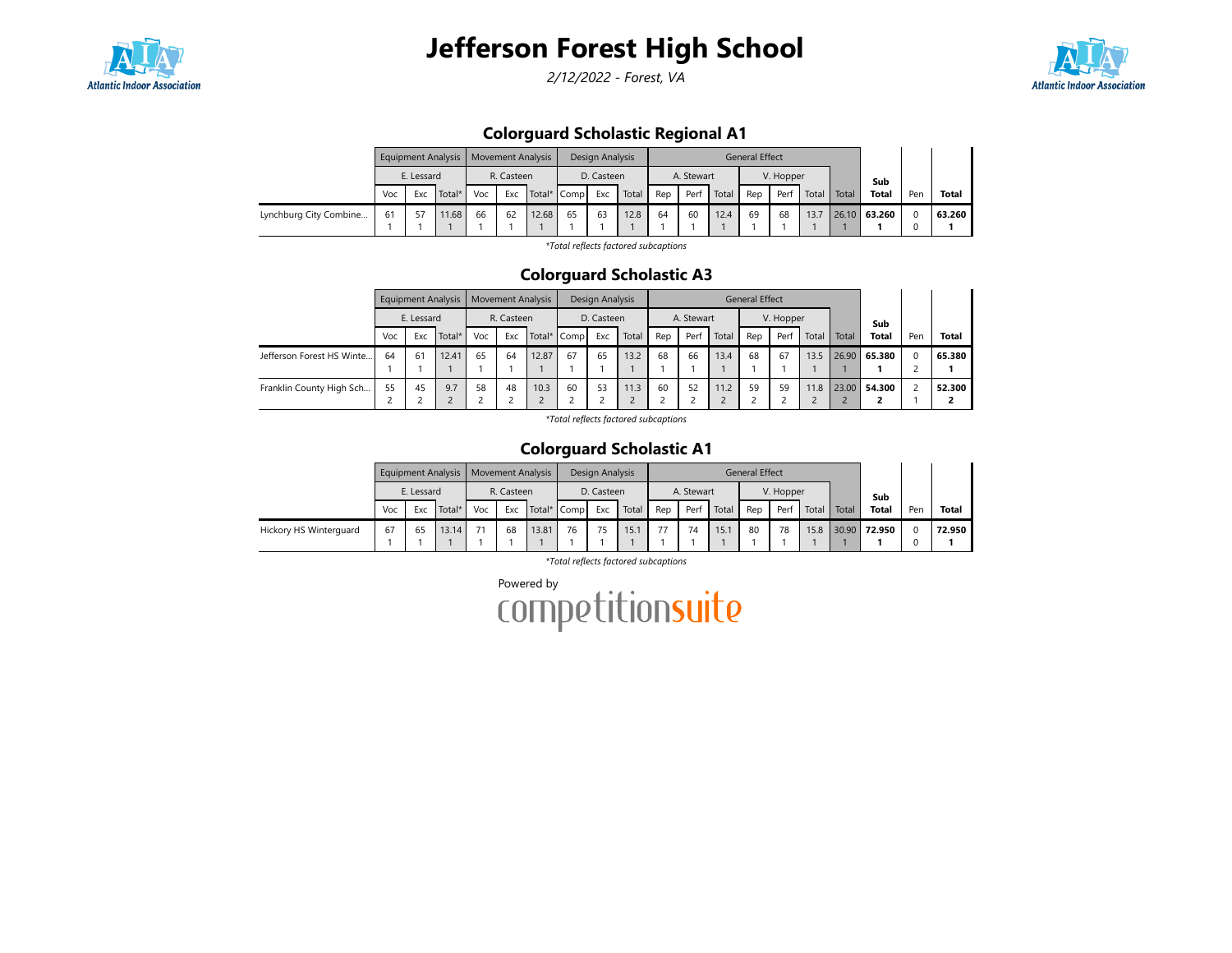# Jefferson Forest High School

*2/12/2022 - Forest, VA*

## Colorguard Scholastic Regional A1

| | Equipment Analysis | | | Movement Analysis | | | Design Analysis | | | General Effect | | | | | | | | | |
|---|---|---|---|---|---|---|---|---|---|---|---|---|---|---|---|---|---|---|---|
| | E. Lessard | | | R. Casteen | | | D. Casteen | | | A. Stewart | | | V. Hopper | | | | | | |
| | Voc | Exc | Total* | Voc | Exc | Total* | Comp | Exc | Total | Rep | Perf | Total | Rep | Perf | Total | Total | Sub Total | Pen | Total |
| Lynchburg City Combine... | 61<br>1 | 57<br>1 | 11.68<br>1 | 66<br>1 | 62<br>1 | 12.68<br>1 | 65<br>1 | 63<br>1 | 12.8<br>1 | 64<br>1 | 60<br>1 | 12.4<br>1 | 69<br>1 | 68<br>1 | 13.7<br>1 | 26.10<br>1 | **63.260**<br>**1** | 0<br>0 | **63.260**<br>**1** |

*\*Total reflects factored subcaptions*

## Colorguard Scholastic A3

| | Equipment Analysis | | | Movement Analysis | | | Design Analysis | | | General Effect | | | | | | | | | |
|---|---|---|---|---|---|---|---|---|---|---|---|---|---|---|---|---|---|---|---|
| | E. Lessard | | | R. Casteen | | | D. Casteen | | | A. Stewart | | | V. Hopper | | | | | | |
| | Voc | Exc | Total* | Voc | Exc | Total* | Comp | Exc | Total | Rep | Perf | Total | Rep | Perf | Total | Total | Sub Total | Pen | Total |
| Jefferson Forest HS Winte... | 64<br>1 | 61<br>1 | 12.41<br>1 | 65<br>1 | 64<br>1 | 12.87<br>1 | 67<br>1 | 65<br>1 | 13.2<br>1 | 68<br>1 | 66<br>1 | 13.4<br>1 | 68<br>1 | 67<br>1 | 13.5<br>1 | 26.90<br>1 | **65.380**<br>**1** | 0<br>2 | **65.380**<br>**1** |
| Franklin County High Sch... | 55<br>2 | 45<br>2 | 9.7<br>2 | 58<br>2 | 48<br>2 | 10.3<br>2 | 60<br>2 | 53<br>2 | 11.3<br>2 | 60<br>2 | 52<br>2 | 11.2<br>2 | 59<br>2 | 59<br>2 | 11.8<br>2 | 23.00<br>2 | **54.300**<br>**2** | 2<br>1 | **52.300**<br>**2** |

*\*Total reflects factored subcaptions*

## Colorguard Scholastic A1

| | Equipment Analysis | | | Movement Analysis | | | Design Analysis | | | General Effect | | | | | | | | | |
|---|---|---|---|---|---|---|---|---|---|---|---|---|---|---|---|---|---|---|---|
| | E. Lessard | | | R. Casteen | | | D. Casteen | | | A. Stewart | | | V. Hopper | | | | | | |
| | Voc | Exc | Total* | Voc | Exc | Total* | Comp | Exc | Total | Rep | Perf | Total | Rep | Perf | Total | Total | Sub Total | Pen | Total |
| Hickory HS Winterguard | 67<br>1 | 65<br>1 | 13.14<br>1 | 71<br>1 | 68<br>1 | 13.81<br>1 | 76<br>1 | 75<br>1 | 15.1<br>1 | 77<br>1 | 74<br>1 | 15.1<br>1 | 80<br>1 | 78<br>1 | 15.8<br>1 | 30.90<br>1 | **72.950**<br>**1** | 0<br>0 | **72.950**<br>**1** |

*\*Total reflects factored subcaptions*

Powered by competitionsuite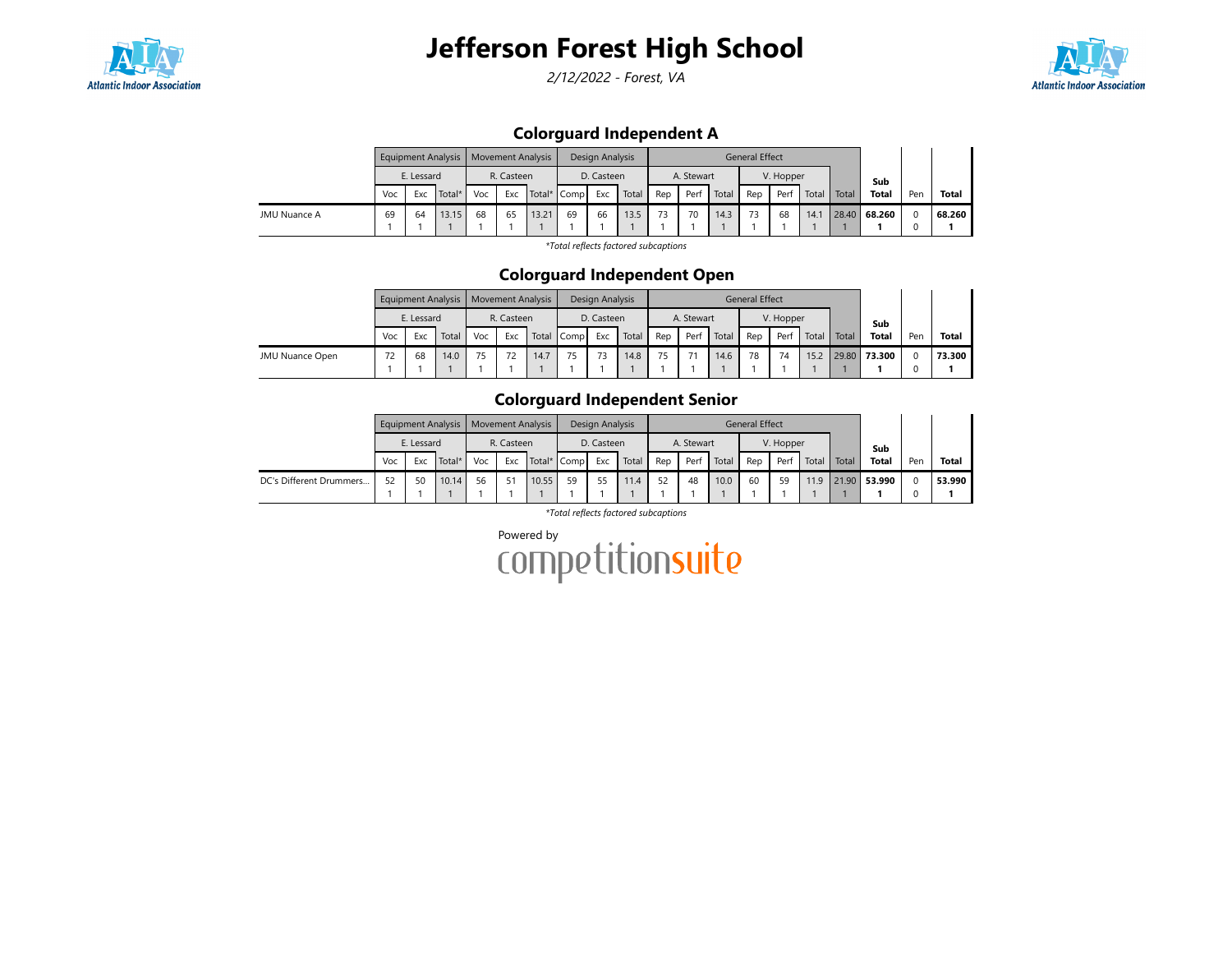# Jefferson Forest High School

*2/12/2022 - Forest, VA*

## Colorguard Independent A

| | Equipment Analysis | | | Movement Analysis | | | Design Analysis | | | General Effect | | | | | | | Sub Total | Pen | Total |
|---|---|---|---|---|---|---|---|---|---|---|---|---|---|---|---|---|---|---|---|
| | E. Lessard | | | R. Casteen | | | D. Casteen | | | A. Stewart | | | V. Hopper | | | | | | |
| | Voc | Exc | Total* | Voc | Exc | Total* | Comp | Exc | Total | Rep | Perf | Total | Rep | Perf | Total | Total | | | |
| JMU Nuance A | 69<br>1 | 64<br>1 | 13.15<br>1 | 68<br>1 | 65<br>1 | 13.21<br>1 | 69<br>1 | 66<br>1 | 13.5<br>1 | 73<br>1 | 70<br>1 | 14.3<br>1 | 73<br>1 | 68<br>1 | 14.1<br>1 | 28.40<br>1 | **68.260**<br>**1** | 0<br>0 | **68.260**<br>**1** |

*Total reflects factored subcaptions

## Colorguard Independent Open

| | Equipment Analysis | | | Movement Analysis | | | Design Analysis | | | General Effect | | | | | | | Sub Total | Pen | Total |
|---|---|---|---|---|---|---|---|---|---|---|---|---|---|---|---|---|---|---|---|
| | E. Lessard | | | R. Casteen | | | D. Casteen | | | A. Stewart | | | V. Hopper | | | | | | |
| | Voc | Exc | Total | Voc | Exc | Total | Comp | Exc | Total | Rep | Perf | Total | Rep | Perf | Total | Total | | | |
| JMU Nuance Open | 72<br>1 | 68<br>1 | 14.0<br>1 | 75<br>1 | 72<br>1 | 14.7<br>1 | 75<br>1 | 73<br>1 | 14.8<br>1 | 75<br>1 | 71<br>1 | 14.6<br>1 | 78<br>1 | 74<br>1 | 15.2<br>1 | 29.80<br>1 | **73.300**<br>**1** | 0<br>0 | **73.300**<br>**1** |

## Colorguard Independent Senior

| | Equipment Analysis | | | Movement Analysis | | | Design Analysis | | | General Effect | | | | | | | Sub Total | Pen | Total |
|---|---|---|---|---|---|---|---|---|---|---|---|---|---|---|---|---|---|---|---|
| | E. Lessard | | | R. Casteen | | | D. Casteen | | | A. Stewart | | | V. Hopper | | | | | | |
| | Voc | Exc | Total* | Voc | Exc | Total* | Comp | Exc | Total | Rep | Perf | Total | Rep | Perf | Total | Total | | | |
| DC's Different Drummers... | 52<br>1 | 50<br>1 | 10.14<br>1 | 56<br>1 | 51<br>1 | 10.55<br>1 | 59<br>1 | 55<br>1 | 11.4<br>1 | 52<br>1 | 48<br>1 | 10.0<br>1 | 60<br>1 | 59<br>1 | 11.9<br>1 | 21.90<br>1 | **53.990**<br>**1** | 0<br>0 | **53.990**<br>**1** |

*Total reflects factored subcaptions

Powered by competitionsuite